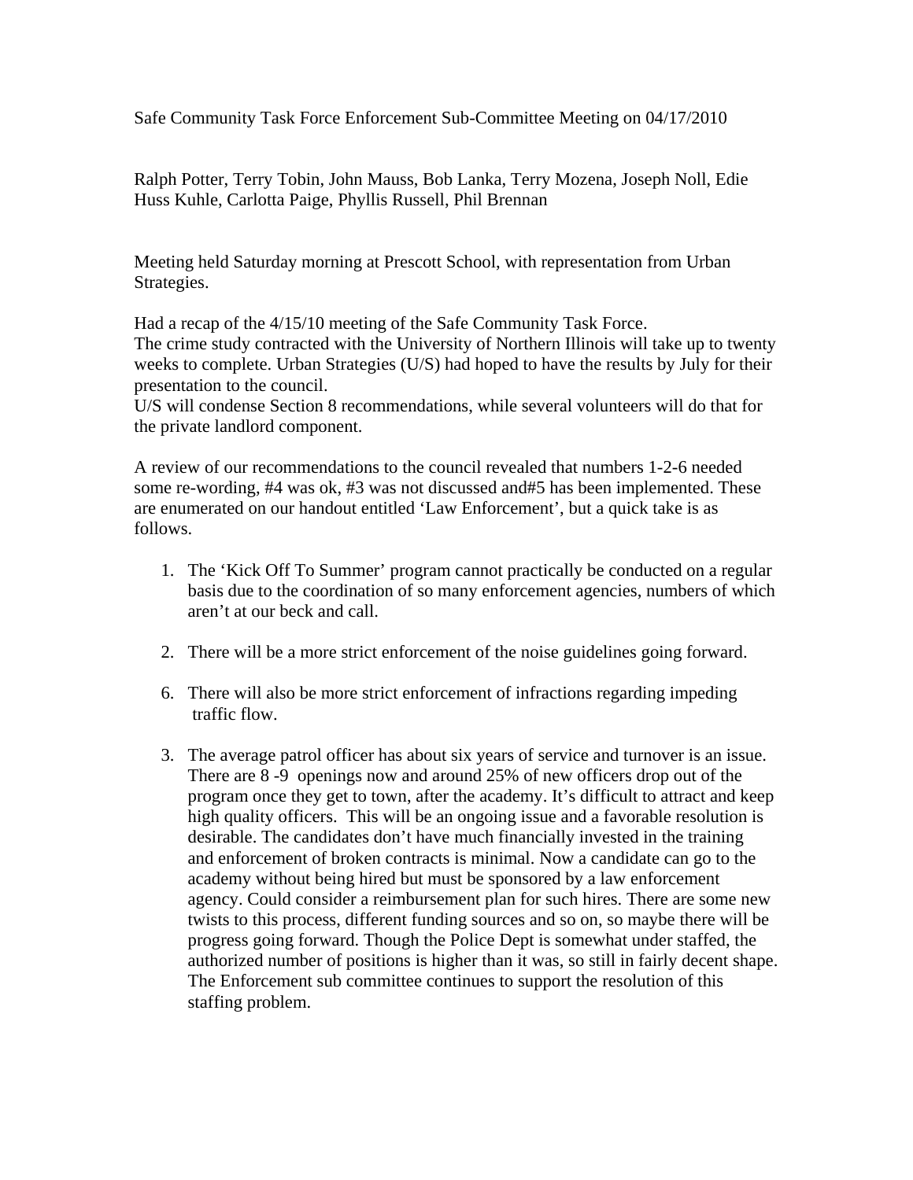Safe Community Task Force Enforcement Sub-Committee Meeting on 04/17/2010

Ralph Potter, Terry Tobin, John Mauss, Bob Lanka, Terry Mozena, Joseph Noll, Edie Huss Kuhle, Carlotta Paige, Phyllis Russell, Phil Brennan

Meeting held Saturday morning at Prescott School, with representation from Urban Strategies.

Had a recap of the 4/15/10 meeting of the Safe Community Task Force.
The crime study contracted with the University of Northern Illinois will take up to twenty weeks to complete. Urban Strategies (U/S) had hoped to have the results by July for their presentation to the council.
U/S will condense Section 8 recommendations, while several volunteers will do that for the private landlord component.

A review of our recommendations to the council revealed that numbers 1-2-6 needed some re-wording, #4 was ok, #3 was not discussed and#5 has been implemented. These are enumerated on our handout entitled 'Law Enforcement', but a quick take is as follows.

1. The 'Kick Off To Summer' program cannot practically be conducted on a regular basis due to the coordination of so many enforcement agencies, numbers of which aren't at our beck and call.

2. There will be a more strict enforcement of the noise guidelines going forward.

6. There will also be more strict enforcement of infractions regarding impeding traffic flow.

3. The average patrol officer has about six years of service and turnover is an issue. There are 8 -9 openings now and around 25% of new officers drop out of the program once they get to town, after the academy. It's difficult to attract and keep high quality officers. This will be an ongoing issue and a favorable resolution is desirable. The candidates don't have much financially invested in the training and enforcement of broken contracts is minimal. Now a candidate can go to the academy without being hired but must be sponsored by a law enforcement agency. Could consider a reimbursement plan for such hires. There are some new twists to this process, different funding sources and so on, so maybe there will be progress going forward. Though the Police Dept is somewhat under staffed, the authorized number of positions is higher than it was, so still in fairly decent shape. The Enforcement sub committee continues to support the resolution of this staffing problem.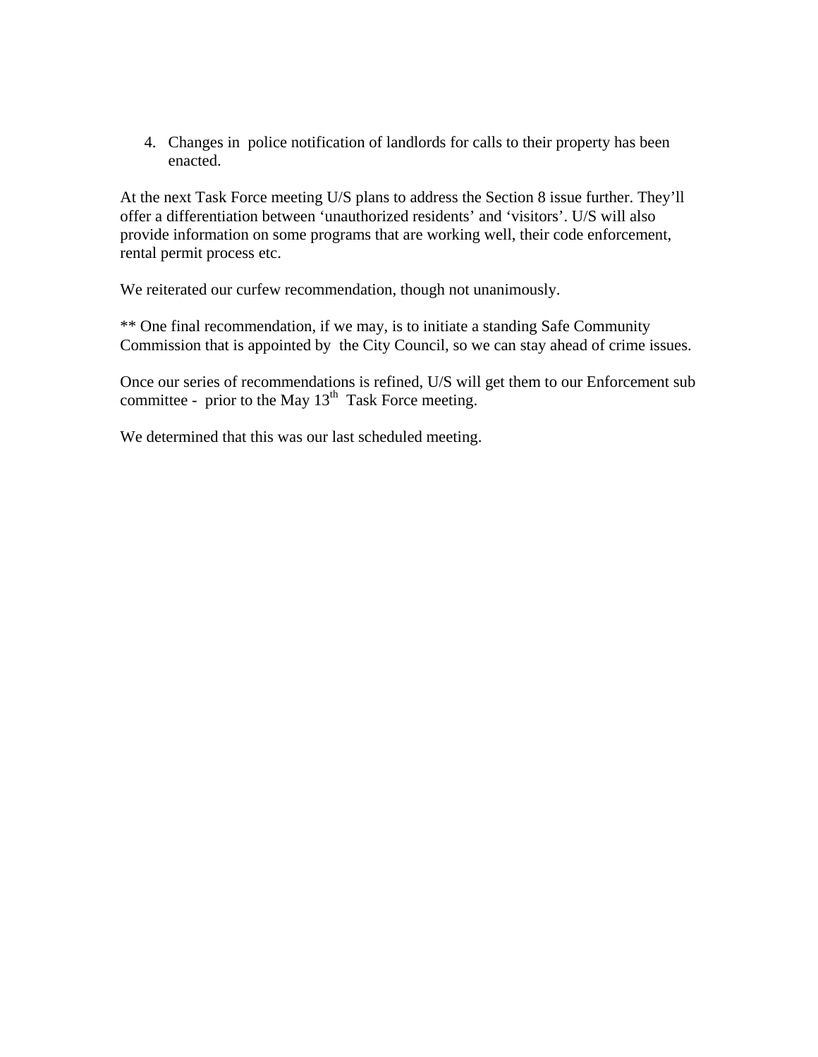4. Changes in police notification of landlords for calls to their property has been enacted.

At the next Task Force meeting U/S plans to address the Section 8 issue further. They'll offer a differentiation between 'unauthorized residents' and 'visitors'. U/S will also provide information on some programs that are working well, their code enforcement, rental permit process etc.

We reiterated our curfew recommendation, though not unanimously.

** One final recommendation, if we may, is to initiate a standing Safe Community Commission that is appointed by the City Council, so we can stay ahead of crime issues.

Once our series of recommendations is refined, U/S will get them to our Enforcement sub committee - prior to the May 13th Task Force meeting.

We determined that this was our last scheduled meeting.